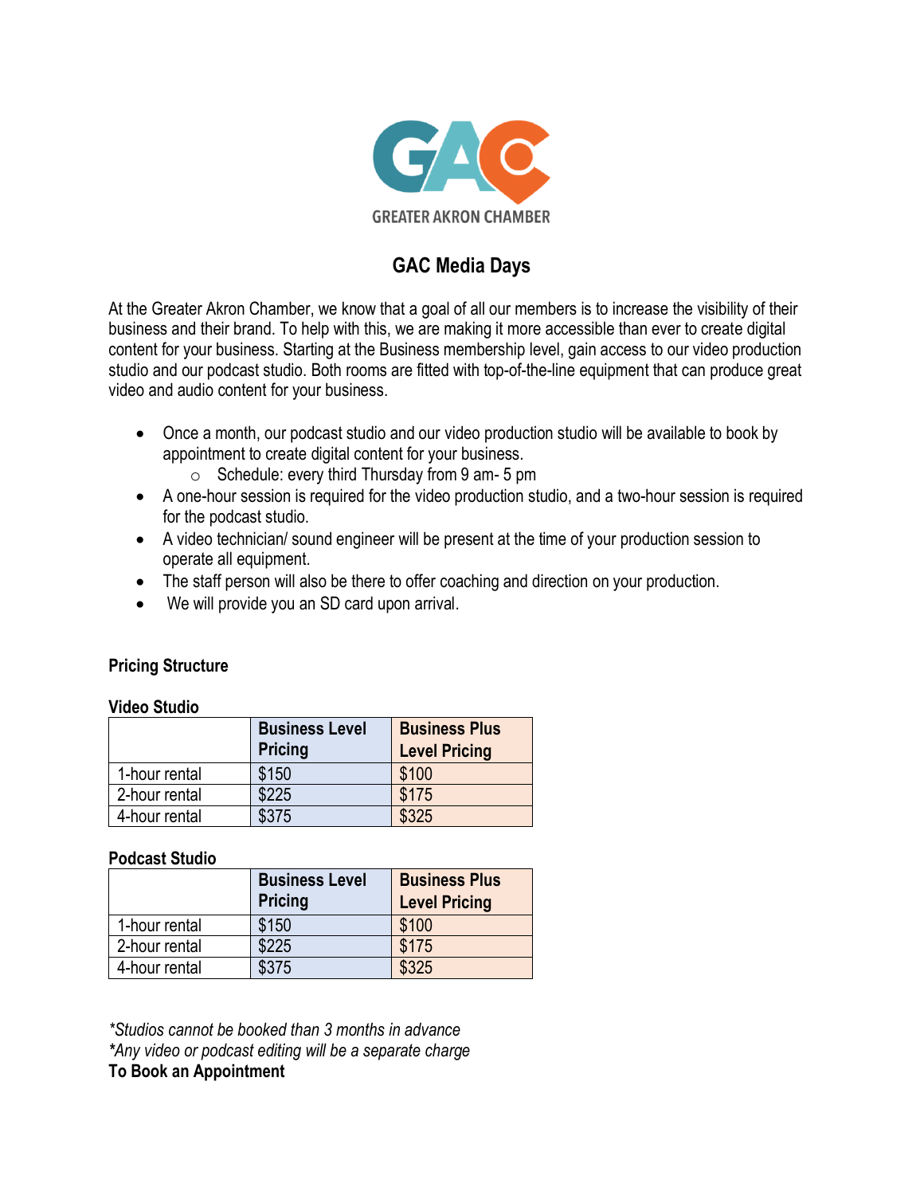GREATER AKRON CHAMBER

# GAC Media Days

At the Greater Akron Chamber, we know that a goal of all our members is to increase the visibility of their business and their brand. To help with this, we are making it more accessible than ever to create digital content for your business. Starting at the Business membership level, gain access to our video production studio and our podcast studio. Both rooms are fitted with top-of-the-line equipment that can produce great video and audio content for your business.

- Once a month, our podcast studio and our video production studio will be available to book by appointment to create digital content for your business.
  - Schedule: every third Thursday from 9 am- 5 pm
- A one-hour session is required for the video production studio, and a two-hour session is required for the podcast studio.
- A video technician/ sound engineer will be present at the time of your production session to operate all equipment.
- The staff person will also be there to offer coaching and direction on your production.
- We will provide you an SD card upon arrival.

**Pricing Structure**

**Video Studio**

| | Business Level Pricing | Business Plus Level Pricing |
|---|---|---|
| 1-hour rental | $150 | $100 |
| 2-hour rental | $225 | $175 |
| 4-hour rental | $375 | $325 |

**Podcast Studio**

| | Business Level Pricing | Business Plus Level Pricing |
|---|---|---|
| 1-hour rental | $150 | $100 |
| 2-hour rental | $225 | $175 |
| 4-hour rental | $375 | $325 |

*\*Studios cannot be booked than 3 months in advance*
*\*Any video or podcast editing will be a separate charge*

**To Book an Appointment**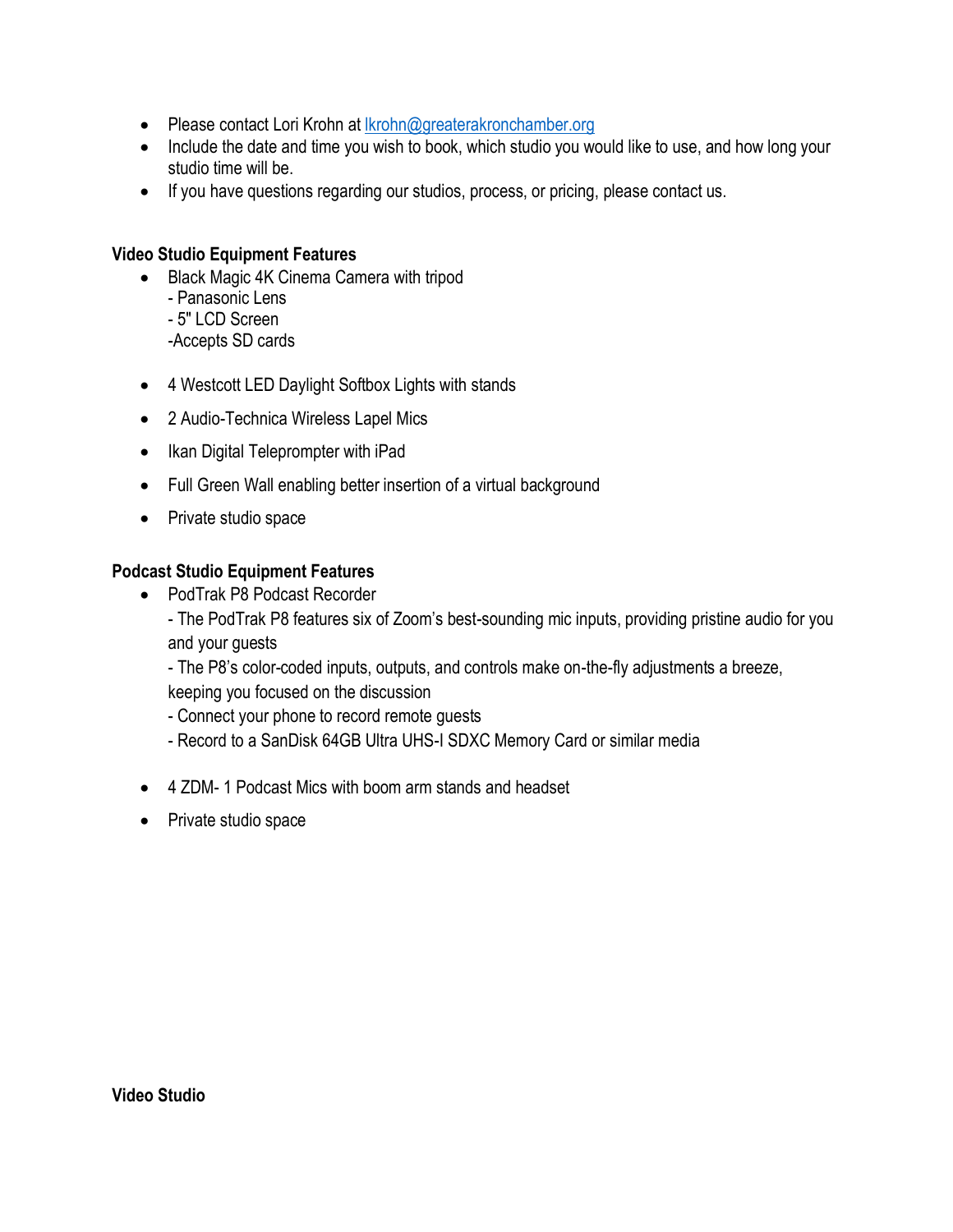- Please contact Lori Krohn at [lkrohn@greaterakronchamber.org](mailto:lkrohn@greaterakronchamber.org)
- Include the date and time you wish to book, which studio you would like to use, and how long your studio time will be.
- If you have questions regarding our studios, process, or pricing, please contact us.

**Video Studio Equipment Features**

- Black Magic 4K Cinema Camera with tripod
  - Panasonic Lens
  - 5" LCD Screen
  -Accepts SD cards

- 4 Westcott LED Daylight Softbox Lights with stands

- 2 Audio-Technica Wireless Lapel Mics

- Ikan Digital Teleprompter with iPad

- Full Green Wall enabling better insertion of a virtual background

- Private studio space

**Podcast Studio Equipment Features**

- PodTrak P8 Podcast Recorder
  - The PodTrak P8 features six of Zoom's best-sounding mic inputs, providing pristine audio for you and your guests
  - The P8's color-coded inputs, outputs, and controls make on-the-fly adjustments a breeze, keeping you focused on the discussion
  - Connect your phone to record remote guests
  - Record to a SanDisk 64GB Ultra UHS-I SDXC Memory Card or similar media

- 4 ZDM- 1 Podcast Mics with boom arm stands and headset

- Private studio space

**Video Studio**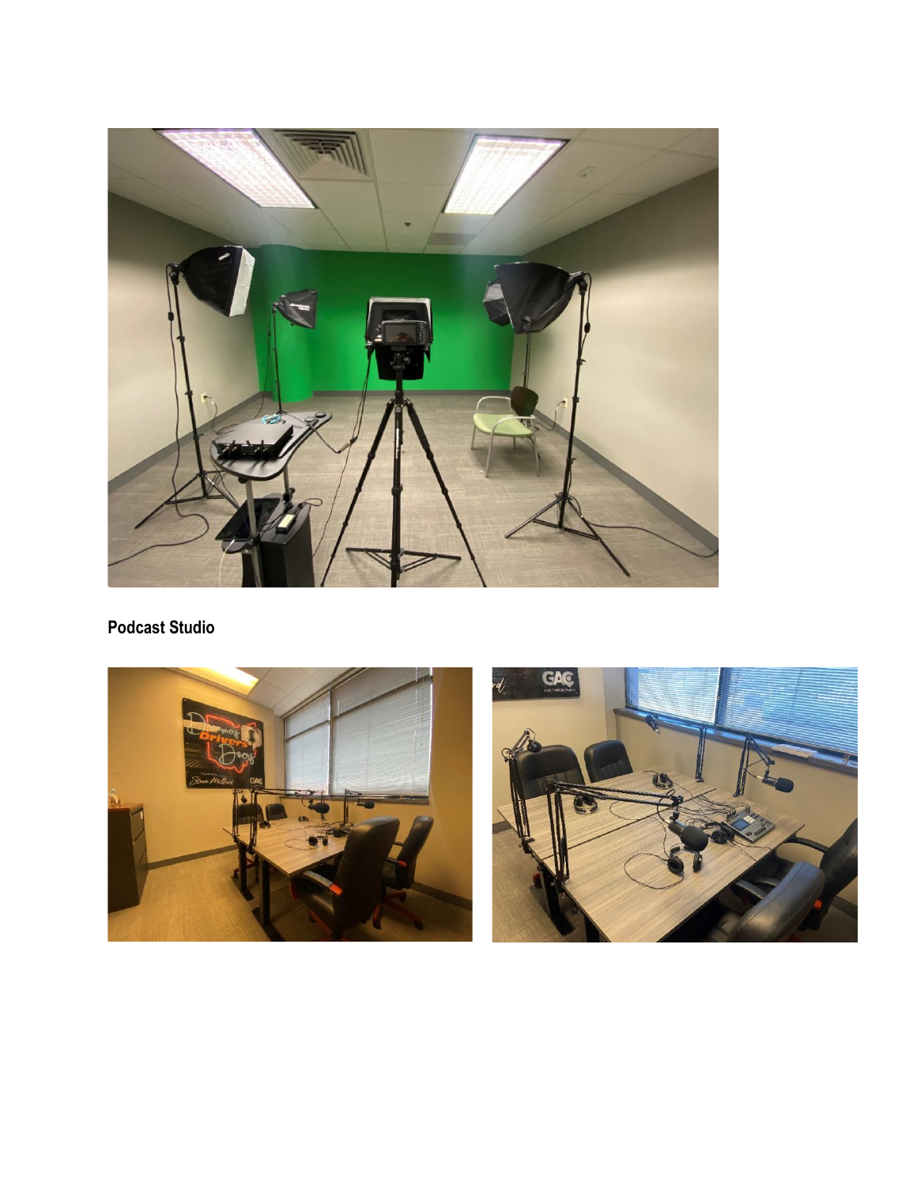**Podcast Studio**